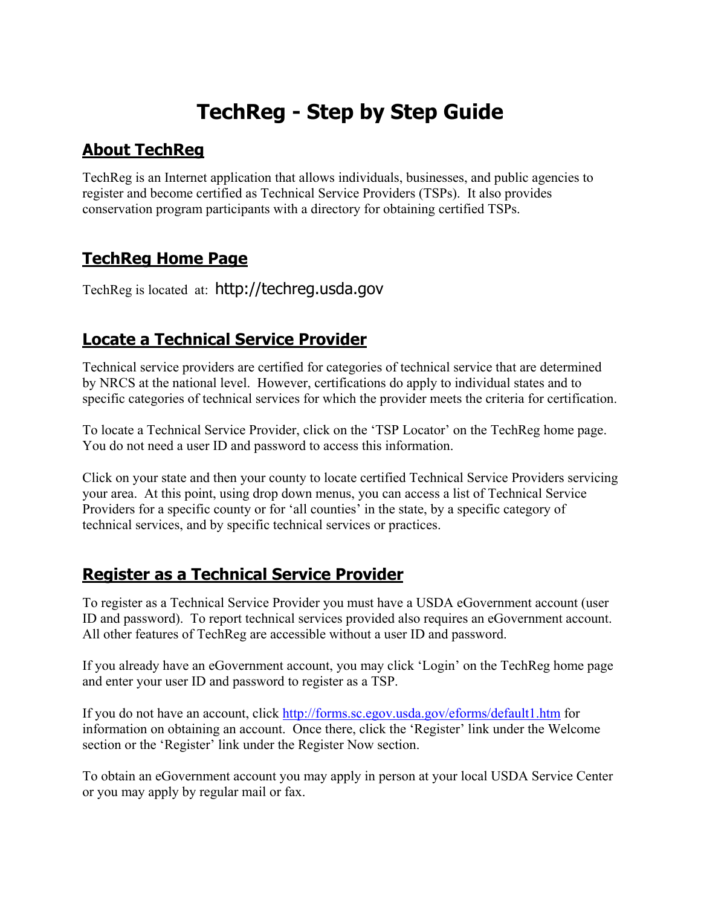# TechReg - Step by Step Guide

## About TechReg

TechReg is an Internet application that allows individuals, businesses, and public agencies to register and become certified as Technical Service Providers (TSPs). It also provides conservation program participants with a directory for obtaining certified TSPs.

## TechReg Home Page

TechReg is located at: http://techreg.usda.gov

## Locate a Technical Service Provider

Technical service providers are certified for categories of technical service that are determined by NRCS at the national level. However, certifications do apply to individual states and to specific categories of technical services for which the provider meets the criteria for certification.

To locate a Technical Service Provider, click on the 'TSP Locator' on the TechReg home page. You do not need a user ID and password to access this information.

Click on your state and then your county to locate certified Technical Service Providers servicing your area. At this point, using drop down menus, you can access a list of Technical Service Providers for a specific county or for 'all counties' in the state, by a specific category of technical services, and by specific technical services or practices.

## Register as a Technical Service Provider

To register as a Technical Service Provider you must have a USDA eGovernment account (user ID and password). To report technical services provided also requires an eGovernment account. All other features of TechReg are accessible without a user ID and password.

If you already have an eGovernment account, you may click 'Login' on the TechReg home page and enter your user ID and password to register as a TSP.

If you do not have an account, click http://forms.sc.egov.usda.gov/eforms/default1.htm for information on obtaining an account. Once there, click the 'Register' link under the Welcome section or the 'Register' link under the Register Now section.

To obtain an eGovernment account you may apply in person at your local USDA Service Center or you may apply by regular mail or fax.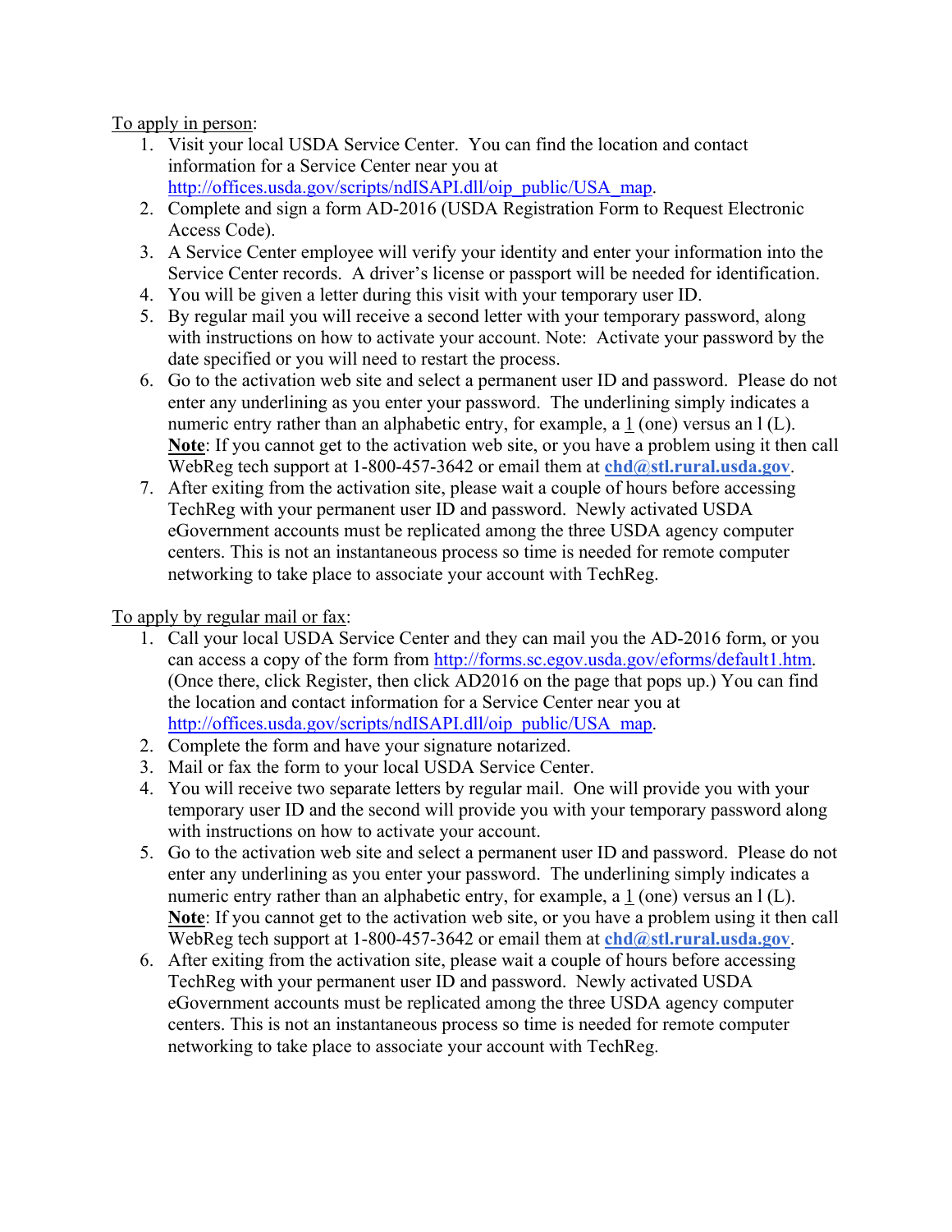To apply in person:

1. Visit your local USDA Service Center. You can find the location and contact information for a Service Center near you at http://offices.usda.gov/scripts/ndISAPI.dll/oip_public/USA_map.
2. Complete and sign a form AD-2016 (USDA Registration Form to Request Electronic Access Code).
3. A Service Center employee will verify your identity and enter your information into the Service Center records. A driver's license or passport will be needed for identification.
4. You will be given a letter during this visit with your temporary user ID.
5. By regular mail you will receive a second letter with your temporary password, along with instructions on how to activate your account. Note: Activate your password by the date specified or you will need to restart the process.
6. Go to the activation web site and select a permanent user ID and password. Please do not enter any underlining as you enter your password. The underlining simply indicates a numeric entry rather than an alphabetic entry, for example, a 1 (one) versus an l (L). **Note**: If you cannot get to the activation web site, or you have a problem using it then call WebReg tech support at 1-800-457-3642 or email them at **chd@stl.rural.usda.gov**.
7. After exiting from the activation site, please wait a couple of hours before accessing TechReg with your permanent user ID and password. Newly activated USDA eGovernment accounts must be replicated among the three USDA agency computer centers. This is not an instantaneous process so time is needed for remote computer networking to take place to associate your account with TechReg.

To apply by regular mail or fax:

1. Call your local USDA Service Center and they can mail you the AD-2016 form, or you can access a copy of the form from http://forms.sc.egov.usda.gov/eforms/default1.htm. (Once there, click Register, then click AD2016 on the page that pops up.) You can find the location and contact information for a Service Center near you at http://offices.usda.gov/scripts/ndISAPI.dll/oip_public/USA_map.
2. Complete the form and have your signature notarized.
3. Mail or fax the form to your local USDA Service Center.
4. You will receive two separate letters by regular mail. One will provide you with your temporary user ID and the second will provide you with your temporary password along with instructions on how to activate your account.
5. Go to the activation web site and select a permanent user ID and password. Please do not enter any underlining as you enter your password. The underlining simply indicates a numeric entry rather than an alphabetic entry, for example, a 1 (one) versus an l (L). **Note**: If you cannot get to the activation web site, or you have a problem using it then call WebReg tech support at 1-800-457-3642 or email them at **chd@stl.rural.usda.gov**.
6. After exiting from the activation site, please wait a couple of hours before accessing TechReg with your permanent user ID and password. Newly activated USDA eGovernment accounts must be replicated among the three USDA agency computer centers. This is not an instantaneous process so time is needed for remote computer networking to take place to associate your account with TechReg.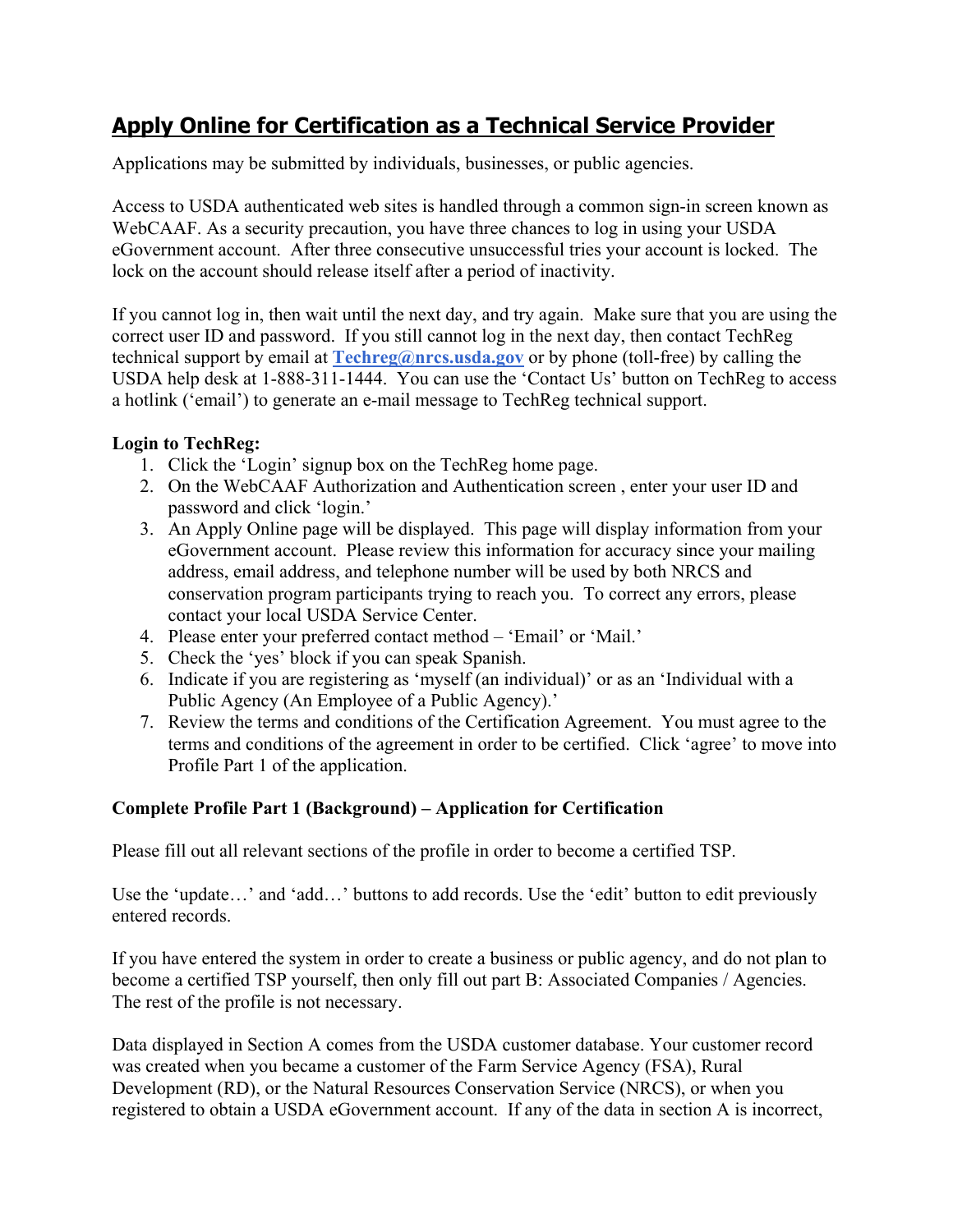# Apply Online for Certification as a Technical Service Provider

Applications may be submitted by individuals, businesses, or public agencies.

Access to USDA authenticated web sites is handled through a common sign-in screen known as WebCAAF. As a security precaution, you have three chances to log in using your USDA eGovernment account. After three consecutive unsuccessful tries your account is locked. The lock on the account should release itself after a period of inactivity.

If you cannot log in, then wait until the next day, and try again. Make sure that you are using the correct user ID and password. If you still cannot log in the next day, then contact TechReg technical support by email at **Techreg@nrcs.usda.gov** or by phone (toll-free) by calling the USDA help desk at 1-888-311-1444. You can use the 'Contact Us' button on TechReg to access a hotlink ('email') to generate an e-mail message to TechReg technical support.

**Login to TechReg:**

1. Click the 'Login' signup box on the TechReg home page.
2. On the WebCAAF Authorization and Authentication screen , enter your user ID and password and click 'login.'
3. An Apply Online page will be displayed. This page will display information from your eGovernment account. Please review this information for accuracy since your mailing address, email address, and telephone number will be used by both NRCS and conservation program participants trying to reach you. To correct any errors, please contact your local USDA Service Center.
4. Please enter your preferred contact method – 'Email' or 'Mail.'
5. Check the 'yes' block if you can speak Spanish.
6. Indicate if you are registering as 'myself (an individual)' or as an 'Individual with a Public Agency (An Employee of a Public Agency).'
7. Review the terms and conditions of the Certification Agreement. You must agree to the terms and conditions of the agreement in order to be certified. Click 'agree' to move into Profile Part 1 of the application.

**Complete Profile Part 1 (Background) – Application for Certification**

Please fill out all relevant sections of the profile in order to become a certified TSP.

Use the 'update…' and 'add…' buttons to add records. Use the 'edit' button to edit previously entered records.

If you have entered the system in order to create a business or public agency, and do not plan to become a certified TSP yourself, then only fill out part B: Associated Companies / Agencies. The rest of the profile is not necessary.

Data displayed in Section A comes from the USDA customer database. Your customer record was created when you became a customer of the Farm Service Agency (FSA), Rural Development (RD), or the Natural Resources Conservation Service (NRCS), or when you registered to obtain a USDA eGovernment account. If any of the data in section A is incorrect,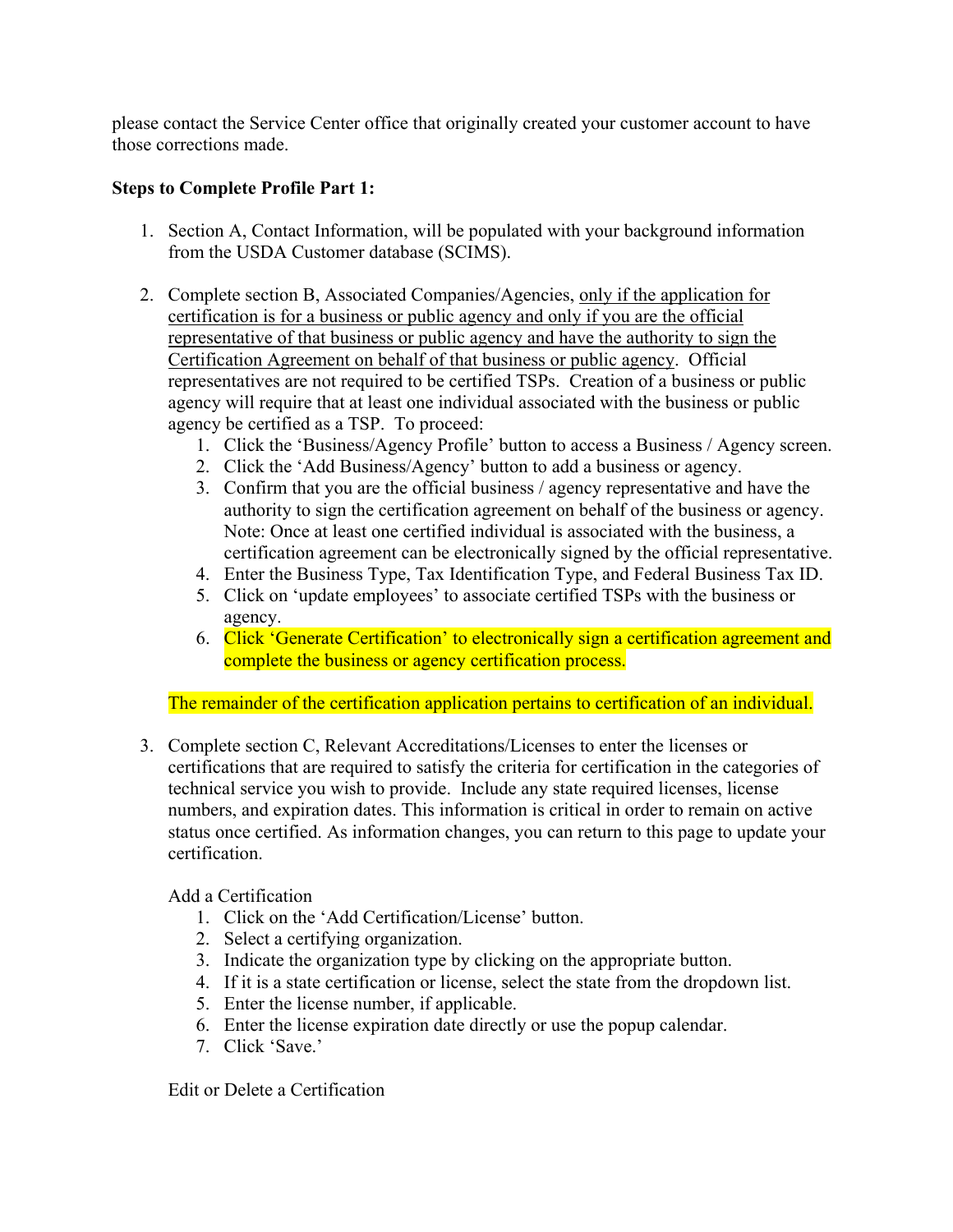please contact the Service Center office that originally created your customer account to have those corrections made.

**Steps to Complete Profile Part 1:**

1. Section A, Contact Information, will be populated with your background information from the USDA Customer database (SCIMS).

2. Complete section B, Associated Companies/Agencies, <u>only if the application for certification is for a business or public agency and only if you are the official representative of that business or public agency and have the authority to sign the Certification Agreement on behalf of that business or public agency</u>. Official representatives are not required to be certified TSPs. Creation of a business or public agency will require that at least one individual associated with the business or public agency be certified as a TSP. To proceed:
    1. Click the 'Business/Agency Profile' button to access a Business / Agency screen.
    2. Click the 'Add Business/Agency' button to add a business or agency.
    3. Confirm that you are the official business / agency representative and have the authority to sign the certification agreement on behalf of the business or agency. Note: Once at least one certified individual is associated with the business, a certification agreement can be electronically signed by the official representative.
    4. Enter the Business Type, Tax Identification Type, and Federal Business Tax ID.
    5. Click on 'update employees' to associate certified TSPs with the business or agency.
    6. Click 'Generate Certification' to electronically sign a certification agreement and complete the business or agency certification process.

    The remainder of the certification application pertains to certification of an individual.

3. Complete section C, Relevant Accreditations/Licenses to enter the licenses or certifications that are required to satisfy the criteria for certification in the categories of technical service you wish to provide. Include any state required licenses, license numbers, and expiration dates. This information is critical in order to remain on active status once certified. As information changes, you can return to this page to update your certification.

    Add a Certification
    1. Click on the 'Add Certification/License' button.
    2. Select a certifying organization.
    3. Indicate the organization type by clicking on the appropriate button.
    4. If it is a state certification or license, select the state from the dropdown list.
    5. Enter the license number, if applicable.
    6. Enter the license expiration date directly or use the popup calendar.
    7. Click 'Save.'

    Edit or Delete a Certification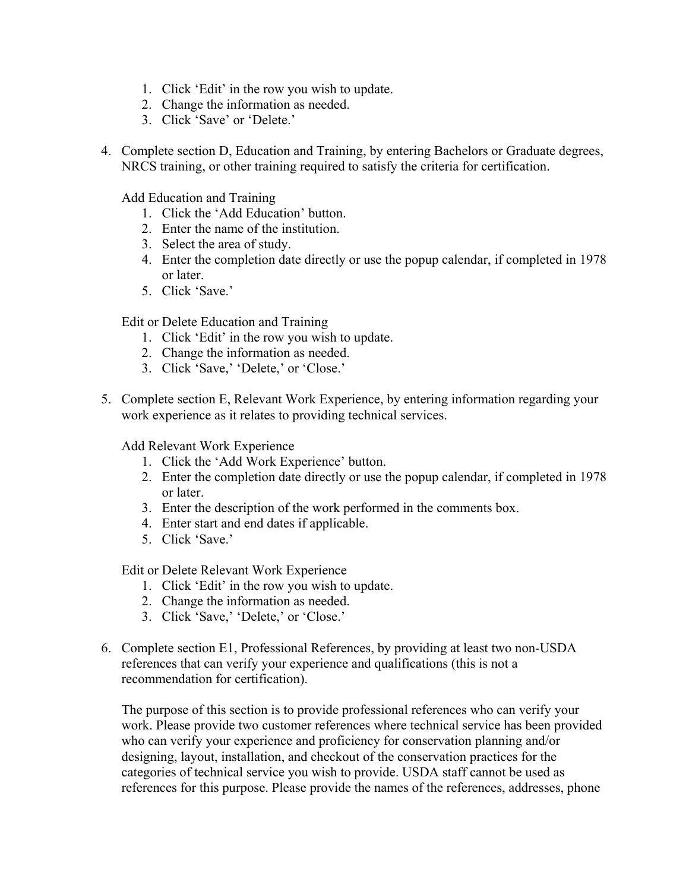1. Click ‘Edit’ in the row you wish to update.
2. Change the information as needed.
3. Click ‘Save’ or ‘Delete.’

4. Complete section D, Education and Training, by entering Bachelors or Graduate degrees, NRCS training, or other training required to satisfy the criteria for certification.

   Add Education and Training
   1. Click the ‘Add Education’ button.
   2. Enter the name of the institution.
   3. Select the area of study.
   4. Enter the completion date directly or use the popup calendar, if completed in 1978 or later.
   5. Click ‘Save.’

   Edit or Delete Education and Training
   1. Click ‘Edit’ in the row you wish to update.
   2. Change the information as needed.
   3. Click ‘Save,’ ‘Delete,’ or ‘Close.’

5. Complete section E, Relevant Work Experience, by entering information regarding your work experience as it relates to providing technical services.

   Add Relevant Work Experience
   1. Click the ‘Add Work Experience’ button.
   2. Enter the completion date directly or use the popup calendar, if completed in 1978 or later.
   3. Enter the description of the work performed in the comments box.
   4. Enter start and end dates if applicable.
   5. Click ‘Save.’

   Edit or Delete Relevant Work Experience
   1. Click ‘Edit’ in the row you wish to update.
   2. Change the information as needed.
   3. Click ‘Save,’ ‘Delete,’ or ‘Close.’

6. Complete section E1, Professional References, by providing at least two non-USDA references that can verify your experience and qualifications (this is not a recommendation for certification).

   The purpose of this section is to provide professional references who can verify your work. Please provide two customer references where technical service has been provided who can verify your experience and proficiency for conservation planning and/or designing, layout, installation, and checkout of the conservation practices for the categories of technical service you wish to provide. USDA staff cannot be used as references for this purpose. Please provide the names of the references, addresses, phone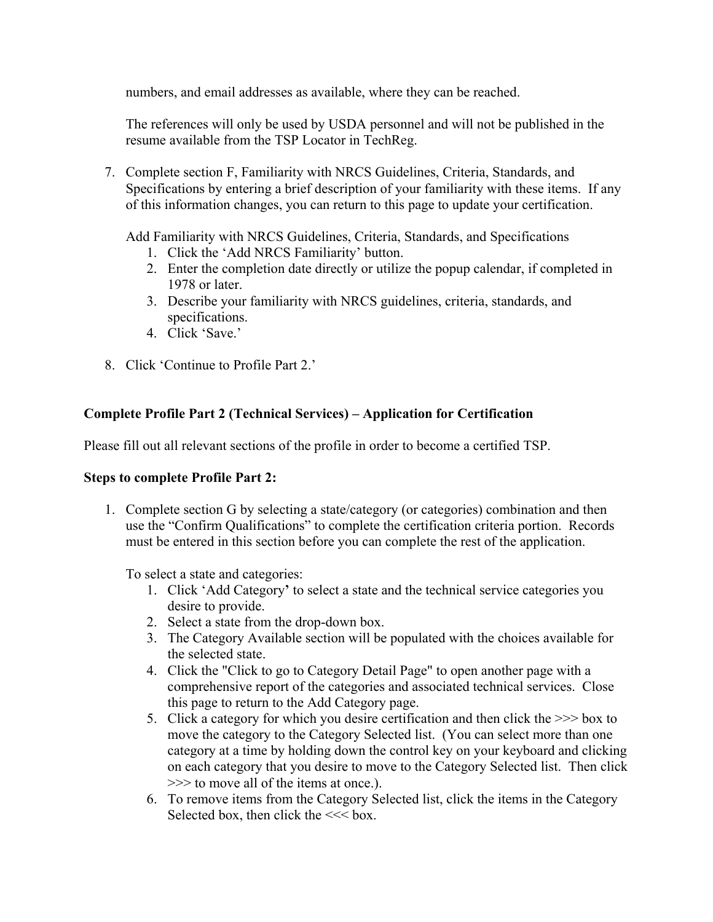numbers, and email addresses as available, where they can be reached.

The references will only be used by USDA personnel and will not be published in the resume available from the TSP Locator in TechReg.

7. Complete section F, Familiarity with NRCS Guidelines, Criteria, Standards, and Specifications by entering a brief description of your familiarity with these items. If any of this information changes, you can return to this page to update your certification.

   Add Familiarity with NRCS Guidelines, Criteria, Standards, and Specifications
   1. Click the 'Add NRCS Familiarity' button.
   2. Enter the completion date directly or utilize the popup calendar, if completed in 1978 or later.
   3. Describe your familiarity with NRCS guidelines, criteria, standards, and specifications.
   4. Click 'Save.'

8. Click 'Continue to Profile Part 2.'

**Complete Profile Part 2 (Technical Services) – Application for Certification**

Please fill out all relevant sections of the profile in order to become a certified TSP.

**Steps to complete Profile Part 2:**

1. Complete section G by selecting a state/category (or categories) combination and then use the "Confirm Qualifications" to complete the certification criteria portion. Records must be entered in this section before you can complete the rest of the application.

   To select a state and categories:
   1. Click 'Add Category' to select a state and the technical service categories you desire to provide.
   2. Select a state from the drop-down box.
   3. The Category Available section will be populated with the choices available for the selected state.
   4. Click the "Click to go to Category Detail Page" to open another page with a comprehensive report of the categories and associated technical services. Close this page to return to the Add Category page.
   5. Click a category for which you desire certification and then click the >>> box to move the category to the Category Selected list. (You can select more than one category at a time by holding down the control key on your keyboard and clicking on each category that you desire to move to the Category Selected list. Then click >>> to move all of the items at once.).
   6. To remove items from the Category Selected list, click the items in the Category Selected box, then click the <<< box.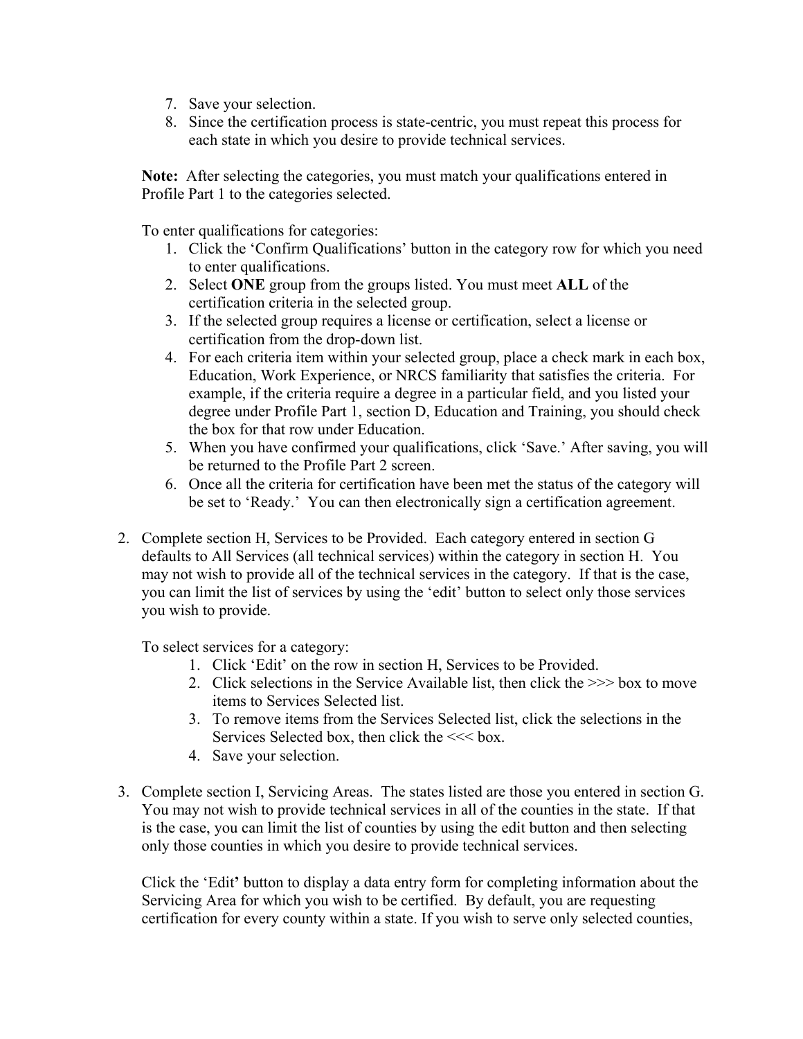7. Save your selection.
8. Since the certification process is state-centric, you must repeat this process for each state in which you desire to provide technical services.

**Note:** After selecting the categories, you must match your qualifications entered in Profile Part 1 to the categories selected.

To enter qualifications for categories:

1. Click the 'Confirm Qualifications' button in the category row for which you need to enter qualifications.
2. Select **ONE** group from the groups listed. You must meet **ALL** of the certification criteria in the selected group.
3. If the selected group requires a license or certification, select a license or certification from the drop-down list.
4. For each criteria item within your selected group, place a check mark in each box, Education, Work Experience, or NRCS familiarity that satisfies the criteria. For example, if the criteria require a degree in a particular field, and you listed your degree under Profile Part 1, section D, Education and Training, you should check the box for that row under Education.
5. When you have confirmed your qualifications, click 'Save.' After saving, you will be returned to the Profile Part 2 screen.
6. Once all the criteria for certification have been met the status of the category will be set to 'Ready.' You can then electronically sign a certification agreement.

2. Complete section H, Services to be Provided. Each category entered in section G defaults to All Services (all technical services) within the category in section H. You may not wish to provide all of the technical services in the category. If that is the case, you can limit the list of services by using the 'edit' button to select only those services you wish to provide.

   To select services for a category:

   1. Click 'Edit' on the row in section H, Services to be Provided.
   2. Click selections in the Service Available list, then click the >>> box to move items to Services Selected list.
   3. To remove items from the Services Selected list, click the selections in the Services Selected box, then click the <<< box.
   4. Save your selection.

3. Complete section I, Servicing Areas. The states listed are those you entered in section G. You may not wish to provide technical services in all of the counties in the state. If that is the case, you can limit the list of counties by using the edit button and then selecting only those counties in which you desire to provide technical services.

   Click the 'Edit' button to display a data entry form for completing information about the Servicing Area for which you wish to be certified. By default, you are requesting certification for every county within a state. If you wish to serve only selected counties,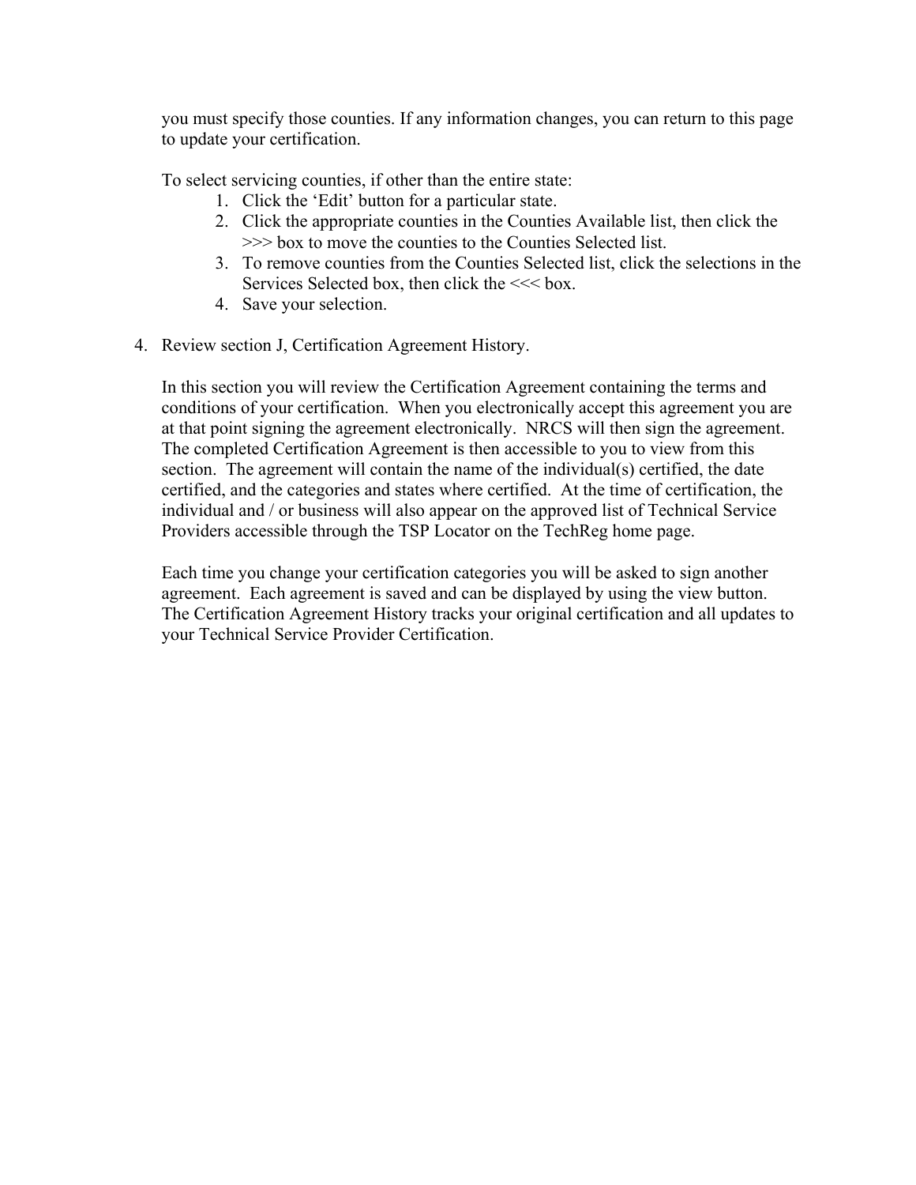you must specify those counties. If any information changes, you can return to this page to update your certification.

To select servicing counties, if other than the entire state:

1. Click the 'Edit' button for a particular state.
2. Click the appropriate counties in the Counties Available list, then click the >>> box to move the counties to the Counties Selected list.
3. To remove counties from the Counties Selected list, click the selections in the Services Selected box, then click the <<< box.
4. Save your selection.

4. Review section J, Certification Agreement History.

   In this section you will review the Certification Agreement containing the terms and conditions of your certification. When you electronically accept this agreement you are at that point signing the agreement electronically. NRCS will then sign the agreement. The completed Certification Agreement is then accessible to you to view from this section. The agreement will contain the name of the individual(s) certified, the date certified, and the categories and states where certified. At the time of certification, the individual and / or business will also appear on the approved list of Technical Service Providers accessible through the TSP Locator on the TechReg home page.

   Each time you change your certification categories you will be asked to sign another agreement. Each agreement is saved and can be displayed by using the view button. The Certification Agreement History tracks your original certification and all updates to your Technical Service Provider Certification.